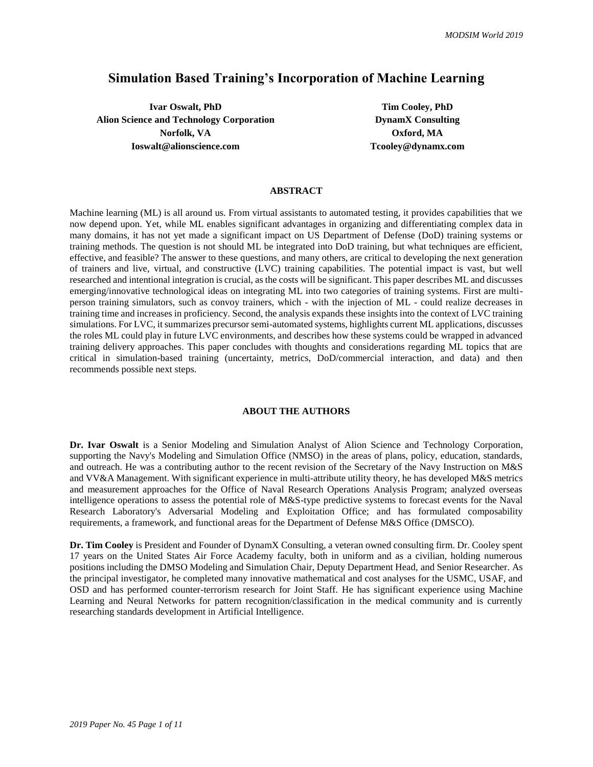# Simulation Based Training's Incorporation of Machine Learning

**Ivar Oswalt, PhD**
**Alion Science and Technology Corporation**
**Norfolk, VA**
**Ioswalt@alionscience.com**

**Tim Cooley, PhD**
**DynamX Consulting**
**Oxford, MA**
**Tcooley@dynamx.com**

## ABSTRACT

Machine learning (ML) is all around us. From virtual assistants to automated testing, it provides capabilities that we now depend upon. Yet, while ML enables significant advantages in organizing and differentiating complex data in many domains, it has not yet made a significant impact on US Department of Defense (DoD) training systems or training methods. The question is not should ML be integrated into DoD training, but what techniques are efficient, effective, and feasible? The answer to these questions, and many others, are critical to developing the next generation of trainers and live, virtual, and constructive (LVC) training capabilities. The potential impact is vast, but well researched and intentional integration is crucial, as the costs will be significant. This paper describes ML and discusses emerging/innovative technological ideas on integrating ML into two categories of training systems. First are multi-person training simulators, such as convoy trainers, which - with the injection of ML - could realize decreases in training time and increases in proficiency. Second, the analysis expands these insights into the context of LVC training simulations. For LVC, it summarizes precursor semi-automated systems, highlights current ML applications, discusses the roles ML could play in future LVC environments, and describes how these systems could be wrapped in advanced training delivery approaches. This paper concludes with thoughts and considerations regarding ML topics that are critical in simulation-based training (uncertainty, metrics, DoD/commercial interaction, and data) and then recommends possible next steps.

## ABOUT THE AUTHORS

**Dr. Ivar Oswalt** is a Senior Modeling and Simulation Analyst of Alion Science and Technology Corporation, supporting the Navy's Modeling and Simulation Office (NMSO) in the areas of plans, policy, education, standards, and outreach. He was a contributing author to the recent revision of the Secretary of the Navy Instruction on M&S and VV&A Management. With significant experience in multi-attribute utility theory, he has developed M&S metrics and measurement approaches for the Office of Naval Research Operations Analysis Program; analyzed overseas intelligence operations to assess the potential role of M&S-type predictive systems to forecast events for the Naval Research Laboratory's Adversarial Modeling and Exploitation Office; and has formulated composability requirements, a framework, and functional areas for the Department of Defense M&S Office (DMSCO).

**Dr. Tim Cooley** is President and Founder of DynamX Consulting, a veteran owned consulting firm. Dr. Cooley spent 17 years on the United States Air Force Academy faculty, both in uniform and as a civilian, holding numerous positions including the DMSO Modeling and Simulation Chair, Deputy Department Head, and Senior Researcher. As the principal investigator, he completed many innovative mathematical and cost analyses for the USMC, USAF, and OSD and has performed counter-terrorism research for Joint Staff. He has significant experience using Machine Learning and Neural Networks for pattern recognition/classification in the medical community and is currently researching standards development in Artificial Intelligence.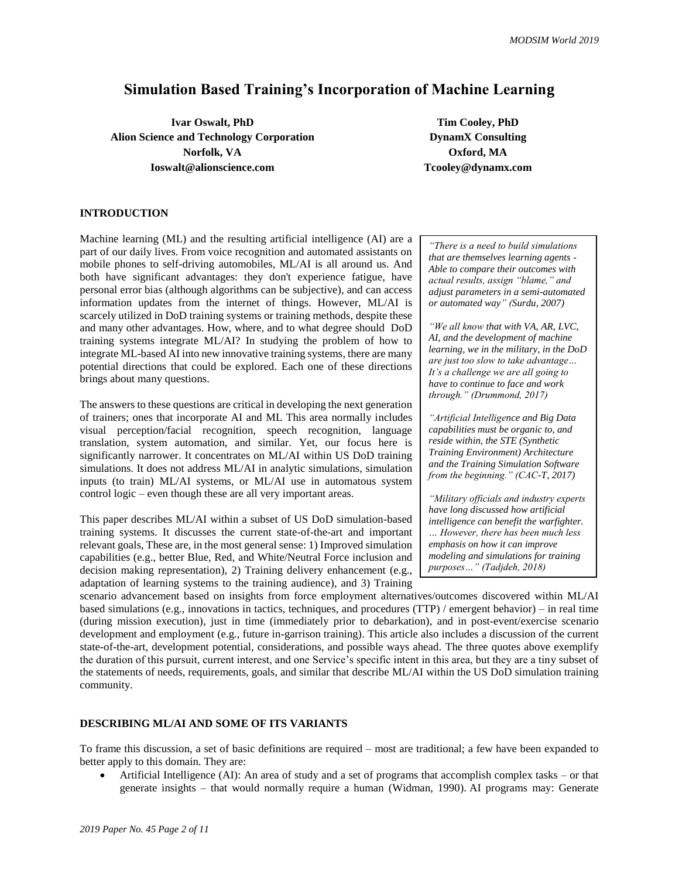# Simulation Based Training's Incorporation of Machine Learning

**Ivar Oswalt, PhD**
**Alion Science and Technology Corporation**
**Norfolk, VA**
**Ioswalt@alionscience.com**

**Tim Cooley, PhD**
**DynamX Consulting**
**Oxford, MA**
**Tcooley@dynamx.com**

## INTRODUCTION

Machine learning (ML) and the resulting artificial intelligence (AI) are a part of our daily lives. From voice recognition and automated assistants on mobile phones to self-driving automobiles, ML/AI is all around us. And both have significant advantages: they don't experience fatigue, have personal error bias (although algorithms can be subjective), and can access information updates from the internet of things. However, ML/AI is scarcely utilized in DoD training systems or training methods, despite these and many other advantages. How, where, and to what degree should DoD training systems integrate ML/AI? In studying the problem of how to integrate ML-based AI into new innovative training systems, there are many potential directions that could be explored. Each one of these directions brings about many questions.

> *"There is a need to build simulations that are themselves learning agents - Able to compare their outcomes with actual results, assign "blame," and adjust parameters in a semi-automated or automated way" (Surdu, 2007)*
>
> *"We all know that with VA, AR, LVC, AI, and the development of machine learning, we in the military, in the DoD are just too slow to take advantage… It's a challenge we are all going to have to continue to face and work through." (Drummond, 2017)*
>
> *"Artificial Intelligence and Big Data capabilities must be organic to, and reside within, the STE (Synthetic Training Environment) Architecture and the Training Simulation Software from the beginning." (CAC-T, 2017)*
>
> *"Military officials and industry experts have long discussed how artificial intelligence can benefit the warfighter. … However, there has been much less emphasis on how it can improve modeling and simulations for training purposes…" (Tadjdeh, 2018)*

The answers to these questions are critical in developing the next generation of trainers; ones that incorporate AI and ML This area normally includes visual perception/facial recognition, speech recognition, language translation, system automation, and similar. Yet, our focus here is significantly narrower. It concentrates on ML/AI within US DoD training simulations. It does not address ML/AI in analytic simulations, simulation inputs (to train) ML/AI systems, or ML/AI use in automatous system control logic – even though these are all very important areas.

This paper describes ML/AI within a subset of US DoD simulation-based training systems. It discusses the current state-of-the-art and important relevant goals, These are, in the most general sense: 1) Improved simulation capabilities (e.g., better Blue, Red, and White/Neutral Force inclusion and decision making representation), 2) Training delivery enhancement (e.g., adaptation of learning systems to the training audience), and 3) Training scenario advancement based on insights from force employment alternatives/outcomes discovered within ML/AI based simulations (e.g., innovations in tactics, techniques, and procedures (TTP) / emergent behavior) – in real time (during mission execution), just in time (immediately prior to debarkation), and in post-event/exercise scenario development and employment (e.g., future in-garrison training). This article also includes a discussion of the current state-of-the-art, development potential, considerations, and possible ways ahead. The three quotes above exemplify the duration of this pursuit, current interest, and one Service's specific intent in this area, but they are a tiny subset of the statements of needs, requirements, goals, and similar that describe ML/AI within the US DoD simulation training community.

## DESCRIBING ML/AI AND SOME OF ITS VARIANTS

To frame this discussion, a set of basic definitions are required – most are traditional; a few have been expanded to better apply to this domain. They are:

- Artificial Intelligence (AI): An area of study and a set of programs that accomplish complex tasks – or that generate insights – that would normally require a human (Widman, 1990). AI programs may: Generate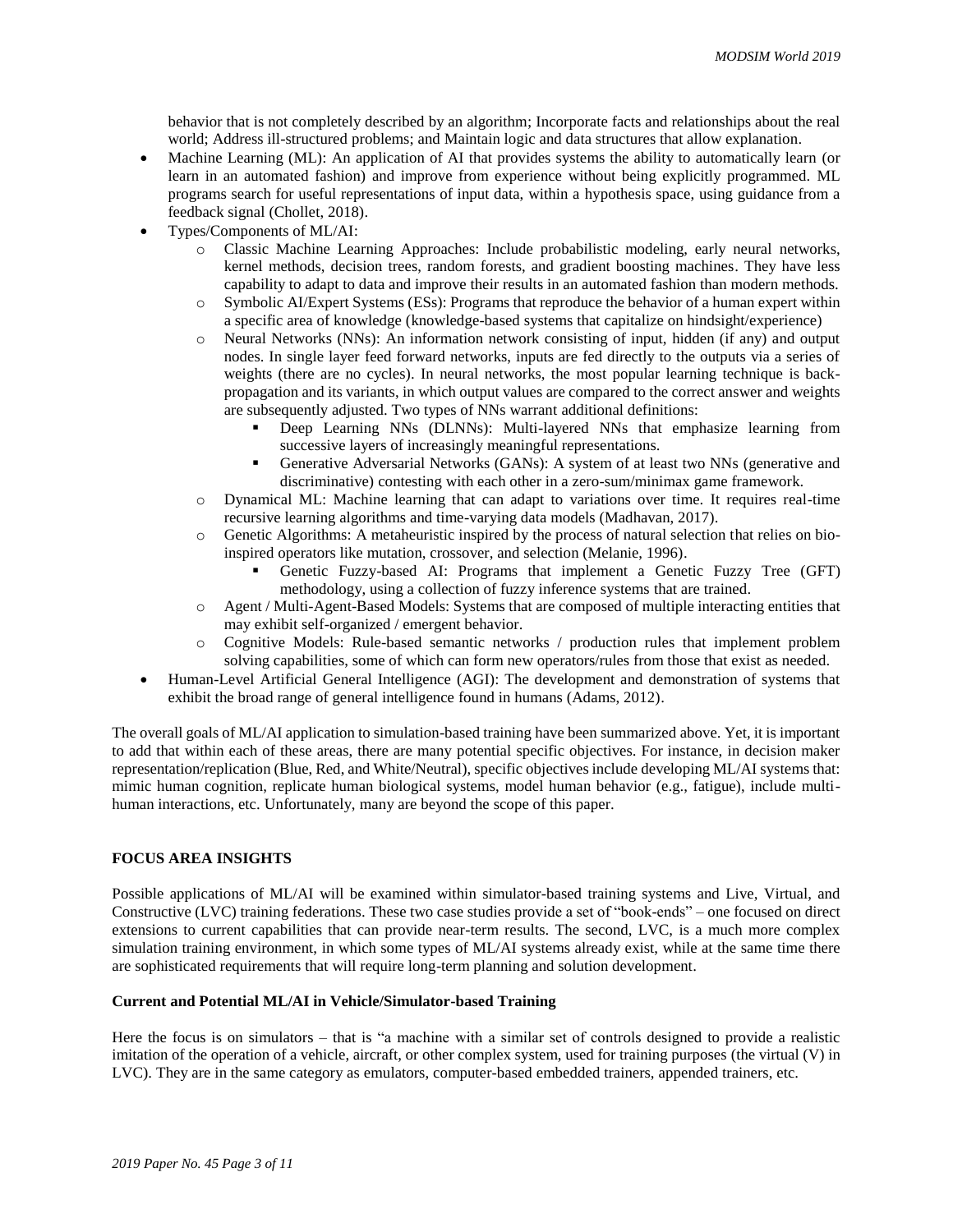behavior that is not completely described by an algorithm; Incorporate facts and relationships about the real world; Address ill-structured problems; and Maintain logic and data structures that allow explanation.

- Machine Learning (ML): An application of AI that provides systems the ability to automatically learn (or learn in an automated fashion) and improve from experience without being explicitly programmed. ML programs search for useful representations of input data, within a hypothesis space, using guidance from a feedback signal (Chollet, 2018).
- Types/Components of ML/AI:
  - Classic Machine Learning Approaches: Include probabilistic modeling, early neural networks, kernel methods, decision trees, random forests, and gradient boosting machines. They have less capability to adapt to data and improve their results in an automated fashion than modern methods.
  - Symbolic AI/Expert Systems (ESs): Programs that reproduce the behavior of a human expert within a specific area of knowledge (knowledge-based systems that capitalize on hindsight/experience)
  - Neural Networks (NNs): An information network consisting of input, hidden (if any) and output nodes. In single layer feed forward networks, inputs are fed directly to the outputs via a series of weights (there are no cycles). In neural networks, the most popular learning technique is back-propagation and its variants, in which output values are compared to the correct answer and weights are subsequently adjusted. Two types of NNs warrant additional definitions:
    - Deep Learning NNs (DLNNs): Multi-layered NNs that emphasize learning from successive layers of increasingly meaningful representations.
    - Generative Adversarial Networks (GANs): A system of at least two NNs (generative and discriminative) contesting with each other in a zero-sum/minimax game framework.
  - Dynamical ML: Machine learning that can adapt to variations over time. It requires real-time recursive learning algorithms and time-varying data models (Madhavan, 2017).
  - Genetic Algorithms: A metaheuristic inspired by the process of natural selection that relies on bio-inspired operators like mutation, crossover, and selection (Melanie, 1996).
    - Genetic Fuzzy-based AI: Programs that implement a Genetic Fuzzy Tree (GFT) methodology, using a collection of fuzzy inference systems that are trained.
  - Agent / Multi-Agent-Based Models: Systems that are composed of multiple interacting entities that may exhibit self-organized / emergent behavior.
  - Cognitive Models: Rule-based semantic networks / production rules that implement problem solving capabilities, some of which can form new operators/rules from those that exist as needed.
- Human-Level Artificial General Intelligence (AGI): The development and demonstration of systems that exhibit the broad range of general intelligence found in humans (Adams, 2012).

The overall goals of ML/AI application to simulation-based training have been summarized above. Yet, it is important to add that within each of these areas, there are many potential specific objectives. For instance, in decision maker representation/replication (Blue, Red, and White/Neutral), specific objectives include developing ML/AI systems that: mimic human cognition, replicate human biological systems, model human behavior (e.g., fatigue), include multi-human interactions, etc. Unfortunately, many are beyond the scope of this paper.

## FOCUS AREA INSIGHTS

Possible applications of ML/AI will be examined within simulator-based training systems and Live, Virtual, and Constructive (LVC) training federations. These two case studies provide a set of "book-ends" – one focused on direct extensions to current capabilities that can provide near-term results. The second, LVC, is a much more complex simulation training environment, in which some types of ML/AI systems already exist, while at the same time there are sophisticated requirements that will require long-term planning and solution development.

### Current and Potential ML/AI in Vehicle/Simulator-based Training

Here the focus is on simulators – that is "a machine with a similar set of controls designed to provide a realistic imitation of the operation of a vehicle, aircraft, or other complex system, used for training purposes (the virtual (V) in LVC). They are in the same category as emulators, computer-based embedded trainers, appended trainers, etc.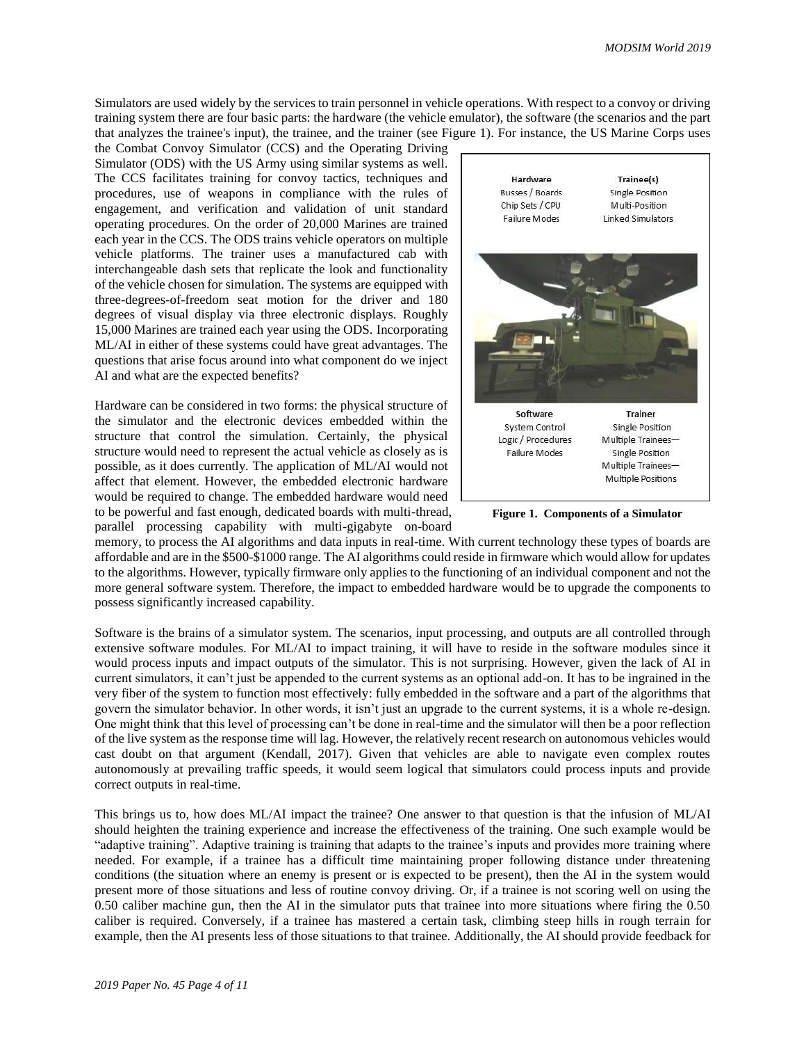Simulators are used widely by the services to train personnel in vehicle operations. With respect to a convoy or driving training system there are four basic parts: the hardware (the vehicle emulator), the software (the scenarios and the part that analyzes the trainee's input), the trainee, and the trainer (see Figure 1). For instance, the US Marine Corps uses the Combat Convoy Simulator (CCS) and the Operating Driving Simulator (ODS) with the US Army using similar systems as well. The CCS facilitates training for convoy tactics, techniques and procedures, use of weapons in compliance with the rules of engagement, and verification and validation of unit standard operating procedures. On the order of 20,000 Marines are trained each year in the CCS. The ODS trains vehicle operators on multiple vehicle platforms. The trainer uses a manufactured cab with interchangeable dash sets that replicate the look and functionality of the vehicle chosen for simulation. The systems are equipped with three-degrees-of-freedom seat motion for the driver and 180 degrees of visual display via three electronic displays. Roughly 15,000 Marines are trained each year using the ODS. Incorporating ML/AI in either of these systems could have great advantages. The questions that arise focus around into what component do we inject AI and what are the expected benefits?

| Hardware | Trainee(s) |
|---|---|
| Busses / Boards | Single Position |
| Chip Sets / CPU | Multi-Position |
| Failure Modes | Linked Simulators |

| Software | Trainer |
|---|---|
| System Control | Single Position |
| Logic / Procedures | Multiple Trainees—Single Position |
| Failure Modes | Multiple Trainees—Multiple Positions |

**Figure 1. Components of a Simulator**

Hardware can be considered in two forms: the physical structure of the simulator and the electronic devices embedded within the structure that control the simulation. Certainly, the physical structure would need to represent the actual vehicle as closely as is possible, as it does currently. The application of ML/AI would not affect that element. However, the embedded electronic hardware would be required to change. The embedded hardware would need to be powerful and fast enough, dedicated boards with multi-thread, parallel processing capability with multi-gigabyte on-board memory, to process the AI algorithms and data inputs in real-time. With current technology these types of boards are affordable and are in the \$500-\$1000 range. The AI algorithms could reside in firmware which would allow for updates to the algorithms. However, typically firmware only applies to the functioning of an individual component and not the more general software system. Therefore, the impact to embedded hardware would be to upgrade the components to possess significantly increased capability.

Software is the brains of a simulator system. The scenarios, input processing, and outputs are all controlled through extensive software modules. For ML/AI to impact training, it will have to reside in the software modules since it would process inputs and impact outputs of the simulator. This is not surprising. However, given the lack of AI in current simulators, it can't just be appended to the current systems as an optional add-on. It has to be ingrained in the very fiber of the system to function most effectively: fully embedded in the software and a part of the algorithms that govern the simulator behavior. In other words, it isn't just an upgrade to the current systems, it is a whole re-design. One might think that this level of processing can't be done in real-time and the simulator will then be a poor reflection of the live system as the response time will lag. However, the relatively recent research on autonomous vehicles would cast doubt on that argument (Kendall, 2017). Given that vehicles are able to navigate even complex routes autonomously at prevailing traffic speeds, it would seem logical that simulators could process inputs and provide correct outputs in real-time.

This brings us to, how does ML/AI impact the trainee? One answer to that question is that the infusion of ML/AI should heighten the training experience and increase the effectiveness of the training. One such example would be "adaptive training". Adaptive training is training that adapts to the trainee's inputs and provides more training where needed. For example, if a trainee has a difficult time maintaining proper following distance under threatening conditions (the situation where an enemy is present or is expected to be present), then the AI in the system would present more of those situations and less of routine convoy driving. Or, if a trainee is not scoring well on using the 0.50 caliber machine gun, then the AI in the simulator puts that trainee into more situations where firing the 0.50 caliber is required. Conversely, if a trainee has mastered a certain task, climbing steep hills in rough terrain for example, then the AI presents less of those situations to that trainee. Additionally, the AI should provide feedback for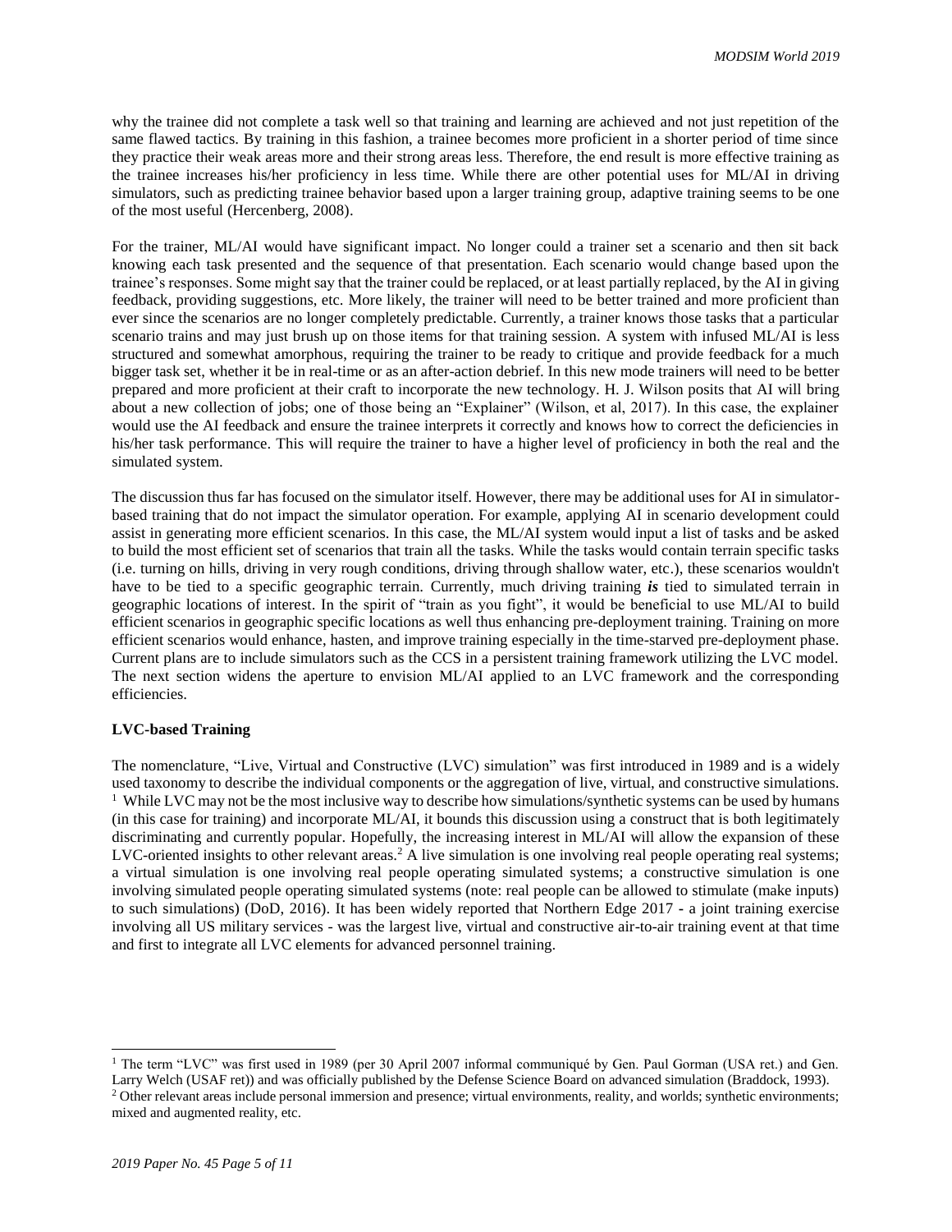why the trainee did not complete a task well so that training and learning are achieved and not just repetition of the same flawed tactics. By training in this fashion, a trainee becomes more proficient in a shorter period of time since they practice their weak areas more and their strong areas less. Therefore, the end result is more effective training as the trainee increases his/her proficiency in less time. While there are other potential uses for ML/AI in driving simulators, such as predicting trainee behavior based upon a larger training group, adaptive training seems to be one of the most useful (Hercenberg, 2008).

For the trainer, ML/AI would have significant impact. No longer could a trainer set a scenario and then sit back knowing each task presented and the sequence of that presentation. Each scenario would change based upon the trainee's responses. Some might say that the trainer could be replaced, or at least partially replaced, by the AI in giving feedback, providing suggestions, etc. More likely, the trainer will need to be better trained and more proficient than ever since the scenarios are no longer completely predictable. Currently, a trainer knows those tasks that a particular scenario trains and may just brush up on those items for that training session. A system with infused ML/AI is less structured and somewhat amorphous, requiring the trainer to be ready to critique and provide feedback for a much bigger task set, whether it be in real-time or as an after-action debrief. In this new mode trainers will need to be better prepared and more proficient at their craft to incorporate the new technology. H. J. Wilson posits that AI will bring about a new collection of jobs; one of those being an "Explainer" (Wilson, et al, 2017). In this case, the explainer would use the AI feedback and ensure the trainee interprets it correctly and knows how to correct the deficiencies in his/her task performance. This will require the trainer to have a higher level of proficiency in both the real and the simulated system.

The discussion thus far has focused on the simulator itself. However, there may be additional uses for AI in simulator-based training that do not impact the simulator operation. For example, applying AI in scenario development could assist in generating more efficient scenarios. In this case, the ML/AI system would input a list of tasks and be asked to build the most efficient set of scenarios that train all the tasks. While the tasks would contain terrain specific tasks (i.e. turning on hills, driving in very rough conditions, driving through shallow water, etc.), these scenarios wouldn't have to be tied to a specific geographic terrain. Currently, much driving training ***is*** tied to simulated terrain in geographic locations of interest. In the spirit of "train as you fight", it would be beneficial to use ML/AI to build efficient scenarios in geographic specific locations as well thus enhancing pre-deployment training. Training on more efficient scenarios would enhance, hasten, and improve training especially in the time-starved pre-deployment phase. Current plans are to include simulators such as the CCS in a persistent training framework utilizing the LVC model. The next section widens the aperture to envision ML/AI applied to an LVC framework and the corresponding efficiencies.

**LVC-based Training**

The nomenclature, "Live, Virtual and Constructive (LVC) simulation" was first introduced in 1989 and is a widely used taxonomy to describe the individual components or the aggregation of live, virtual, and constructive simulations. [1] While LVC may not be the most inclusive way to describe how simulations/synthetic systems can be used by humans (in this case for training) and incorporate ML/AI, it bounds this discussion using a construct that is both legitimately discriminating and currently popular. Hopefully, the increasing interest in ML/AI will allow the expansion of these LVC-oriented insights to other relevant areas.[2] A live simulation is one involving real people operating real systems; a virtual simulation is one involving real people operating simulated systems; a constructive simulation is one involving simulated people operating simulated systems (note: real people can be allowed to stimulate (make inputs) to such simulations) (DoD, 2016). It has been widely reported that Northern Edge 2017 - a joint training exercise involving all US military services - was the largest live, virtual and constructive air-to-air training event at that time and first to integrate all LVC elements for advanced personnel training.

---

[1] The term "LVC" was first used in 1989 (per 30 April 2007 informal communiqué by Gen. Paul Gorman (USA ret.) and Gen. Larry Welch (USAF ret)) and was officially published by the Defense Science Board on advanced simulation (Braddock, 1993).

[2] Other relevant areas include personal immersion and presence; virtual environments, reality, and worlds; synthetic environments; mixed and augmented reality, etc.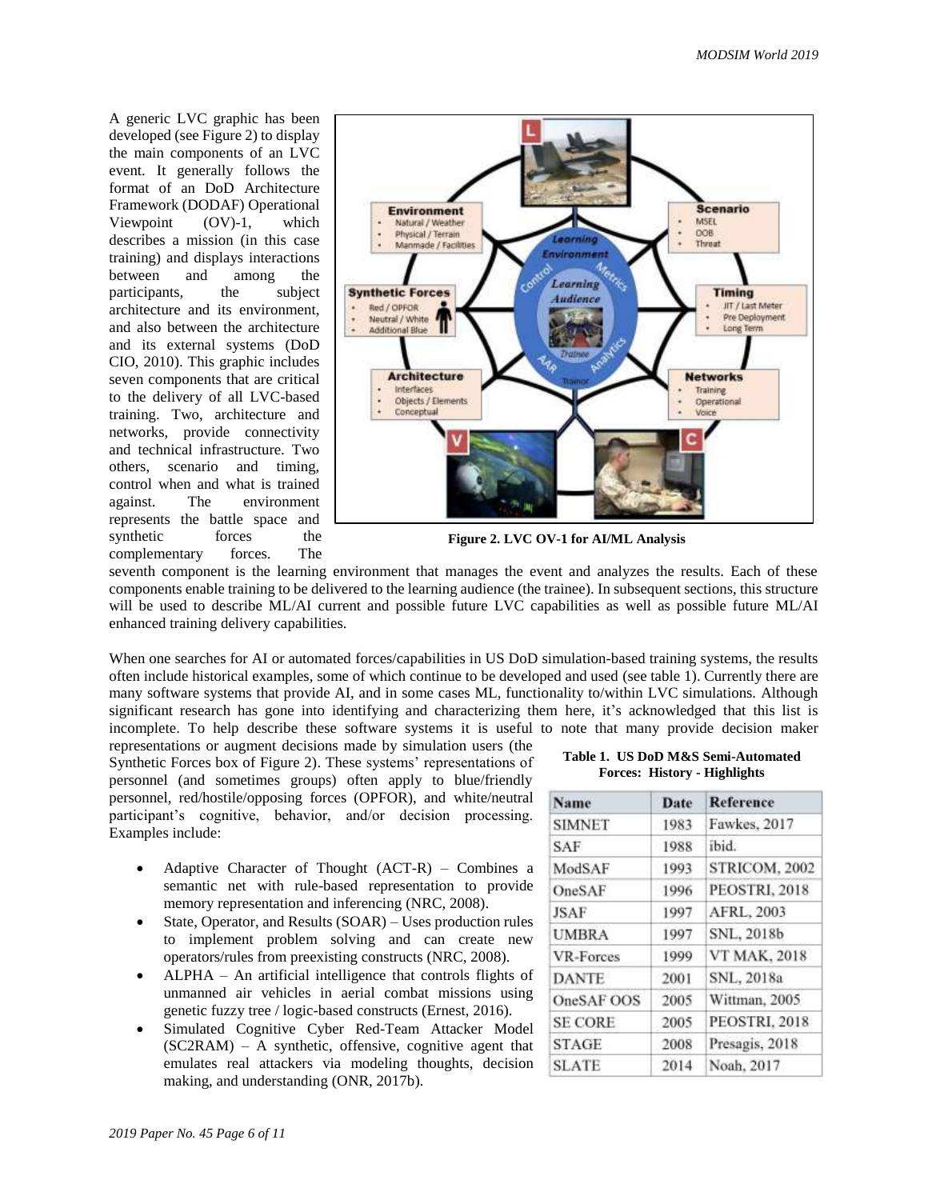A generic LVC graphic has been developed (see Figure 2) to display the main components of an LVC event. It generally follows the format of an DoD Architecture Framework (DODAF) Operational Viewpoint (OV)-1, which describes a mission (in this case training) and displays interactions between and among the participants, the subject architecture and its environment, and also between the architecture and its external systems (DoD CIO, 2010). This graphic includes seven components that are critical to the delivery of all LVC-based training. Two, architecture and networks, provide connectivity and technical infrastructure. Two others, scenario and timing, control when and what is trained against. The environment represents the battle space and synthetic forces the complementary forces. The seventh component is the learning environment that manages the event and analyzes the results. Each of these components enable training to be delivered to the learning audience (the trainee). In subsequent sections, this structure will be used to describe ML/AI current and possible future LVC capabilities as well as possible future ML/AI enhanced training delivery capabilities.

**Figure 2. LVC OV-1 for AI/ML Analysis**

When one searches for AI or automated forces/capabilities in US DoD simulation-based training systems, the results often include historical examples, some of which continue to be developed and used (see table 1). Currently there are many software systems that provide AI, and in some cases ML, functionality to/within LVC simulations. Although significant research has gone into identifying and characterizing them here, it's acknowledged that this list is incomplete. To help describe these software systems it is useful to note that many provide decision maker representations or augment decisions made by simulation users (the Synthetic Forces box of Figure 2). These systems' representations of personnel (and sometimes groups) often apply to blue/friendly personnel, red/hostile/opposing forces (OPFOR), and white/neutral participant's cognitive, behavior, and/or decision processing. Examples include:

- Adaptive Character of Thought (ACT-R) – Combines a semantic net with rule-based representation to provide memory representation and inferencing (NRC, 2008).
- State, Operator, and Results (SOAR) – Uses production rules to implement problem solving and can create new operators/rules from preexisting constructs (NRC, 2008).
- ALPHA – An artificial intelligence that controls flights of unmanned air vehicles in aerial combat missions using genetic fuzzy tree / logic-based constructs (Ernest, 2016).
- Simulated Cognitive Cyber Red-Team Attacker Model (SC2RAM) – A synthetic, offensive, cognitive agent that emulates real attackers via modeling thoughts, decision making, and understanding (ONR, 2017b).

**Table 1. US DoD M&S Semi-Automated Forces: History - Highlights**

| Name | Date | Reference |
|---|---|---|
| SIMNET | 1983 | Fawkes, 2017 |
| SAF | 1988 | ibid. |
| ModSAF | 1993 | STRICOM, 2002 |
| OneSAF | 1996 | PEOSTRI, 2018 |
| JSAF | 1997 | AFRL, 2003 |
| UMBRA | 1997 | SNL, 2018b |
| VR-Forces | 1999 | VT MAK, 2018 |
| DANTE | 2001 | SNL, 2018a |
| OneSAF OOS | 2005 | Wittman, 2005 |
| SE CORE | 2005 | PEOSTRI, 2018 |
| STAGE | 2008 | Presagis, 2018 |
| SLATE | 2014 | Noah, 2017 |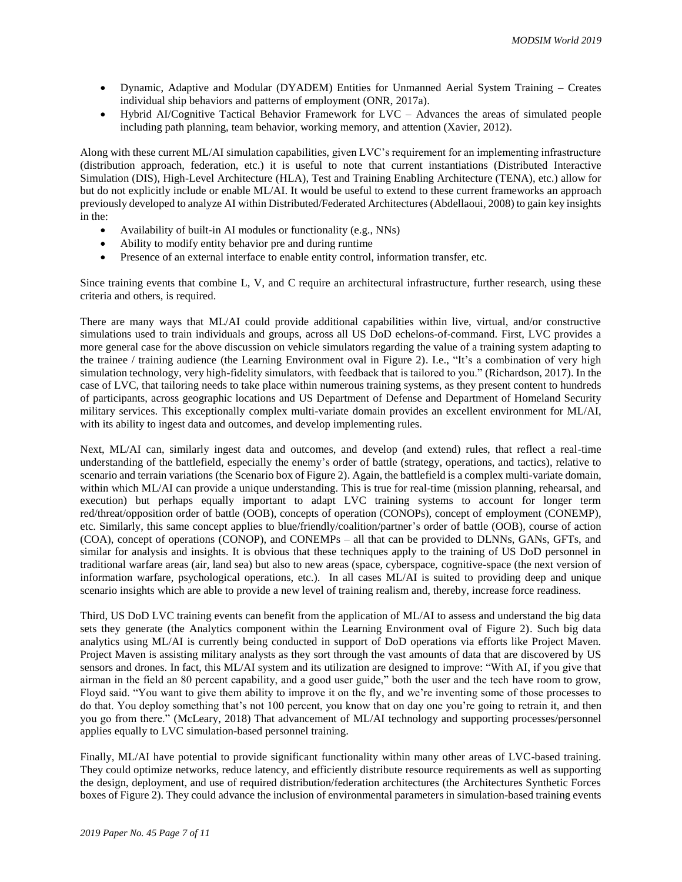- Dynamic, Adaptive and Modular (DYADEM) Entities for Unmanned Aerial System Training – Creates individual ship behaviors and patterns of employment (ONR, 2017a).
- Hybrid AI/Cognitive Tactical Behavior Framework for LVC – Advances the areas of simulated people including path planning, team behavior, working memory, and attention (Xavier, 2012).

Along with these current ML/AI simulation capabilities, given LVC's requirement for an implementing infrastructure (distribution approach, federation, etc.) it is useful to note that current instantiations (Distributed Interactive Simulation (DIS), High-Level Architecture (HLA), Test and Training Enabling Architecture (TENA), etc.) allow for but do not explicitly include or enable ML/AI. It would be useful to extend to these current frameworks an approach previously developed to analyze AI within Distributed/Federated Architectures (Abdellaoui, 2008) to gain key insights in the:

- Availability of built-in AI modules or functionality (e.g., NNs)
- Ability to modify entity behavior pre and during runtime
- Presence of an external interface to enable entity control, information transfer, etc.

Since training events that combine L, V, and C require an architectural infrastructure, further research, using these criteria and others, is required.

There are many ways that ML/AI could provide additional capabilities within live, virtual, and/or constructive simulations used to train individuals and groups, across all US DoD echelons-of-command. First, LVC provides a more general case for the above discussion on vehicle simulators regarding the value of a training system adapting to the trainee / training audience (the Learning Environment oval in Figure 2). I.e., "It's a combination of very high simulation technology, very high-fidelity simulators, with feedback that is tailored to you." (Richardson, 2017). In the case of LVC, that tailoring needs to take place within numerous training systems, as they present content to hundreds of participants, across geographic locations and US Department of Defense and Department of Homeland Security military services. This exceptionally complex multi-variate domain provides an excellent environment for ML/AI, with its ability to ingest data and outcomes, and develop implementing rules.

Next, ML/AI can, similarly ingest data and outcomes, and develop (and extend) rules, that reflect a real-time understanding of the battlefield, especially the enemy's order of battle (strategy, operations, and tactics), relative to scenario and terrain variations (the Scenario box of Figure 2). Again, the battlefield is a complex multi-variate domain, within which ML/AI can provide a unique understanding. This is true for real-time (mission planning, rehearsal, and execution) but perhaps equally important to adapt LVC training systems to account for longer term red/threat/opposition order of battle (OOB), concepts of operation (CONOPs), concept of employment (CONEMP), etc. Similarly, this same concept applies to blue/friendly/coalition/partner's order of battle (OOB), course of action (COA), concept of operations (CONOP), and CONEMPs – all that can be provided to DLNNs, GANs, GFTs, and similar for analysis and insights. It is obvious that these techniques apply to the training of US DoD personnel in traditional warfare areas (air, land sea) but also to new areas (space, cyberspace, cognitive-space (the next version of information warfare, psychological operations, etc.). In all cases ML/AI is suited to providing deep and unique scenario insights which are able to provide a new level of training realism and, thereby, increase force readiness.

Third, US DoD LVC training events can benefit from the application of ML/AI to assess and understand the big data sets they generate (the Analytics component within the Learning Environment oval of Figure 2). Such big data analytics using ML/AI is currently being conducted in support of DoD operations via efforts like Project Maven. Project Maven is assisting military analysts as they sort through the vast amounts of data that are discovered by US sensors and drones. In fact, this ML/AI system and its utilization are designed to improve: "With AI, if you give that airman in the field an 80 percent capability, and a good user guide," both the user and the tech have room to grow, Floyd said. "You want to give them ability to improve it on the fly, and we're inventing some of those processes to do that. You deploy something that's not 100 percent, you know that on day one you're going to retrain it, and then you go from there." (McLeary, 2018) That advancement of ML/AI technology and supporting processes/personnel applies equally to LVC simulation-based personnel training.

Finally, ML/AI have potential to provide significant functionality within many other areas of LVC-based training. They could optimize networks, reduce latency, and efficiently distribute resource requirements as well as supporting the design, deployment, and use of required distribution/federation architectures (the Architectures Synthetic Forces boxes of Figure 2). They could advance the inclusion of environmental parameters in simulation-based training events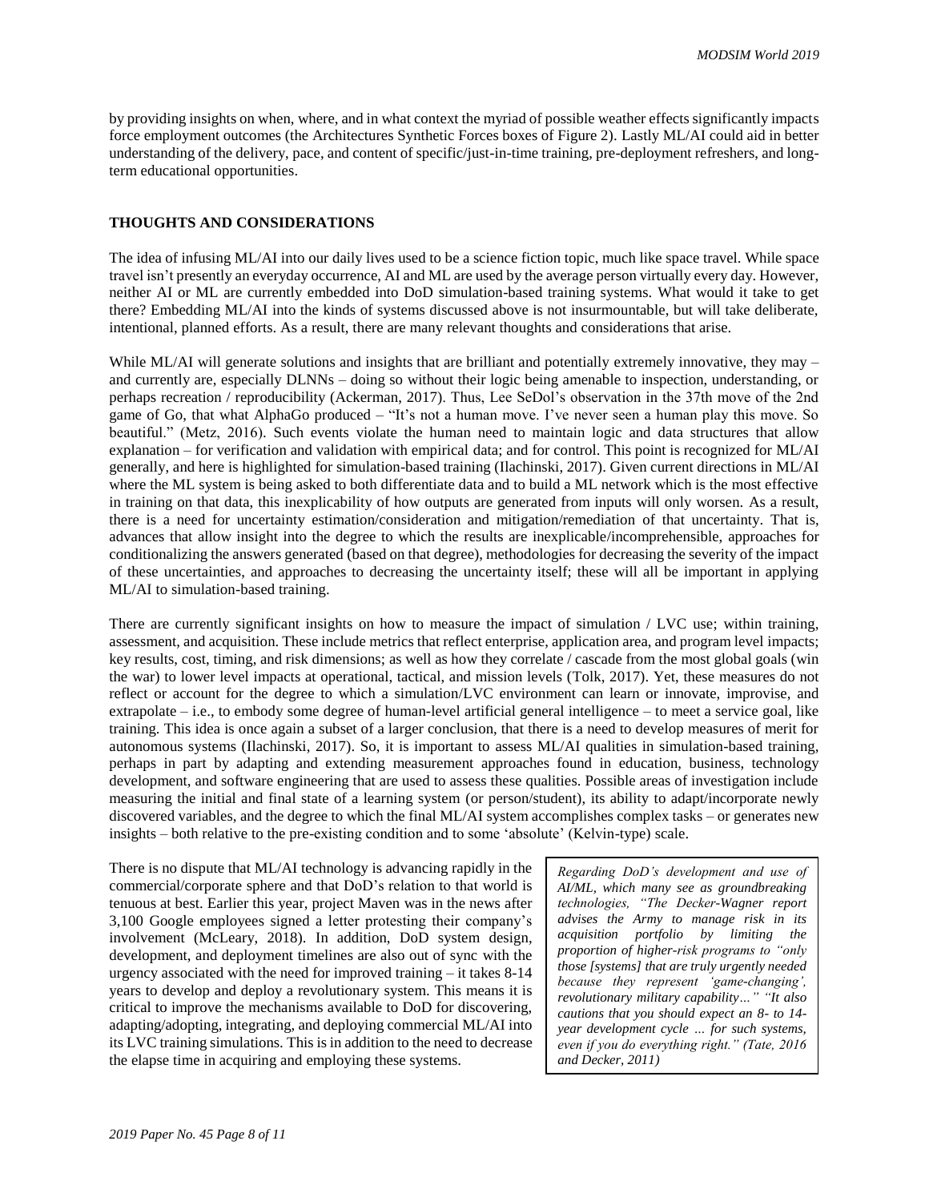by providing insights on when, where, and in what context the myriad of possible weather effects significantly impacts force employment outcomes (the Architectures Synthetic Forces boxes of Figure 2). Lastly ML/AI could aid in better understanding of the delivery, pace, and content of specific/just-in-time training, pre-deployment refreshers, and long-term educational opportunities.

## THOUGHTS AND CONSIDERATIONS

The idea of infusing ML/AI into our daily lives used to be a science fiction topic, much like space travel. While space travel isn't presently an everyday occurrence, AI and ML are used by the average person virtually every day. However, neither AI or ML are currently embedded into DoD simulation-based training systems. What would it take to get there? Embedding ML/AI into the kinds of systems discussed above is not insurmountable, but will take deliberate, intentional, planned efforts. As a result, there are many relevant thoughts and considerations that arise.

While ML/AI will generate solutions and insights that are brilliant and potentially extremely innovative, they may – and currently are, especially DLNNs – doing so without their logic being amenable to inspection, understanding, or perhaps recreation / reproducibility (Ackerman, 2017). Thus, Lee SeDol's observation in the 37th move of the 2nd game of Go, that what AlphaGo produced – "It's not a human move. I've never seen a human play this move. So beautiful." (Metz, 2016). Such events violate the human need to maintain logic and data structures that allow explanation – for verification and validation with empirical data; and for control. This point is recognized for ML/AI generally, and here is highlighted for simulation-based training (Ilachinski, 2017). Given current directions in ML/AI where the ML system is being asked to both differentiate data and to build a ML network which is the most effective in training on that data, this inexplicability of how outputs are generated from inputs will only worsen. As a result, there is a need for uncertainty estimation/consideration and mitigation/remediation of that uncertainty. That is, advances that allow insight into the degree to which the results are inexplicable/incomprehensible, approaches for conditionalizing the answers generated (based on that degree), methodologies for decreasing the severity of the impact of these uncertainties, and approaches to decreasing the uncertainty itself; these will all be important in applying ML/AI to simulation-based training.

There are currently significant insights on how to measure the impact of simulation / LVC use; within training, assessment, and acquisition. These include metrics that reflect enterprise, application area, and program level impacts; key results, cost, timing, and risk dimensions; as well as how they correlate / cascade from the most global goals (win the war) to lower level impacts at operational, tactical, and mission levels (Tolk, 2017). Yet, these measures do not reflect or account for the degree to which a simulation/LVC environment can learn or innovate, improvise, and extrapolate – i.e., to embody some degree of human-level artificial general intelligence – to meet a service goal, like training. This idea is once again a subset of a larger conclusion, that there is a need to develop measures of merit for autonomous systems (Ilachinski, 2017). So, it is important to assess ML/AI qualities in simulation-based training, perhaps in part by adapting and extending measurement approaches found in education, business, technology development, and software engineering that are used to assess these qualities. Possible areas of investigation include measuring the initial and final state of a learning system (or person/student), its ability to adapt/incorporate newly discovered variables, and the degree to which the final ML/AI system accomplishes complex tasks – or generates new insights – both relative to the pre-existing condition and to some 'absolute' (Kelvin-type) scale.

There is no dispute that ML/AI technology is advancing rapidly in the commercial/corporate sphere and that DoD's relation to that world is tenuous at best. Earlier this year, project Maven was in the news after 3,100 Google employees signed a letter protesting their company's involvement (McLeary, 2018). In addition, DoD system design, development, and deployment timelines are also out of sync with the urgency associated with the need for improved training – it takes 8-14 years to develop and deploy a revolutionary system. This means it is critical to improve the mechanisms available to DoD for discovering, adapting/adopting, integrating, and deploying commercial ML/AI into its LVC training simulations. This is in addition to the need to decrease the elapse time in acquiring and employing these systems.

*Regarding DoD's development and use of AI/ML, which many see as groundbreaking technologies, "The Decker-Wagner report advises the Army to manage risk in its acquisition portfolio by limiting the proportion of higher-risk programs to "only those [systems] that are truly urgently needed because they represent 'game-changing', revolutionary military capability…" "It also cautions that you should expect an 8- to 14-year development cycle … for such systems, even if you do everything right." (Tate, 2016 and Decker, 2011)*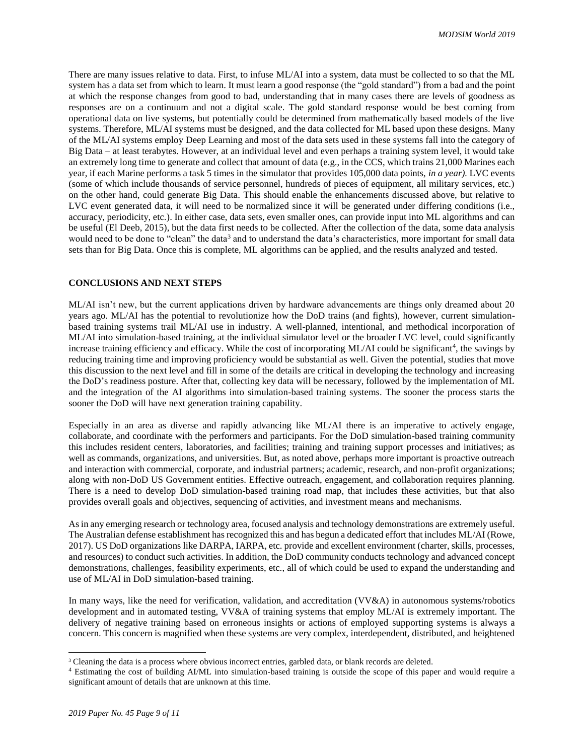There are many issues relative to data. First, to infuse ML/AI into a system, data must be collected to so that the ML system has a data set from which to learn. It must learn a good response (the "gold standard") from a bad and the point at which the response changes from good to bad, understanding that in many cases there are levels of goodness as responses are on a continuum and not a digital scale. The gold standard response would be best coming from operational data on live systems, but potentially could be determined from mathematically based models of the live systems. Therefore, ML/AI systems must be designed, and the data collected for ML based upon these designs. Many of the ML/AI systems employ Deep Learning and most of the data sets used in these systems fall into the category of Big Data – at least terabytes. However, at an individual level and even perhaps a training system level, it would take an extremely long time to generate and collect that amount of data (e.g., in the CCS, which trains 21,000 Marines each year, if each Marine performs a task 5 times in the simulator that provides 105,000 data points, *in a year)*. LVC events (some of which include thousands of service personnel, hundreds of pieces of equipment, all military services, etc.) on the other hand, could generate Big Data. This should enable the enhancements discussed above, but relative to LVC event generated data, it will need to be normalized since it will be generated under differing conditions (i.e., accuracy, periodicity, etc.). In either case, data sets, even smaller ones, can provide input into ML algorithms and can be useful (El Deeb, 2015), but the data first needs to be collected. After the collection of the data, some data analysis would need to be done to "clean" the data[3] and to understand the data's characteristics, more important for small data sets than for Big Data. Once this is complete, ML algorithms can be applied, and the results analyzed and tested.

## CONCLUSIONS AND NEXT STEPS

ML/AI isn't new, but the current applications driven by hardware advancements are things only dreamed about 20 years ago. ML/AI has the potential to revolutionize how the DoD trains (and fights), however, current simulation-based training systems trail ML/AI use in industry. A well-planned, intentional, and methodical incorporation of ML/AI into simulation-based training, at the individual simulator level or the broader LVC level, could significantly increase training efficiency and efficacy. While the cost of incorporating ML/AI could be significant[4], the savings by reducing training time and improving proficiency would be substantial as well. Given the potential, studies that move this discussion to the next level and fill in some of the details are critical in developing the technology and increasing the DoD's readiness posture. After that, collecting key data will be necessary, followed by the implementation of ML and the integration of the AI algorithms into simulation-based training systems. The sooner the process starts the sooner the DoD will have next generation training capability.

Especially in an area as diverse and rapidly advancing like ML/AI there is an imperative to actively engage, collaborate, and coordinate with the performers and participants. For the DoD simulation-based training community this includes resident centers, laboratories, and facilities; training and training support processes and initiatives; as well as commands, organizations, and universities. But, as noted above, perhaps more important is proactive outreach and interaction with commercial, corporate, and industrial partners; academic, research, and non-profit organizations; along with non-DoD US Government entities. Effective outreach, engagement, and collaboration requires planning. There is a need to develop DoD simulation-based training road map, that includes these activities, but that also provides overall goals and objectives, sequencing of activities, and investment means and mechanisms.

As in any emerging research or technology area, focused analysis and technology demonstrations are extremely useful. The Australian defense establishment has recognized this and has begun a dedicated effort that includes ML/AI (Rowe, 2017). US DoD organizations like DARPA, IARPA, etc. provide and excellent environment (charter, skills, processes, and resources) to conduct such activities. In addition, the DoD community conducts technology and advanced concept demonstrations, challenges, feasibility experiments, etc., all of which could be used to expand the understanding and use of ML/AI in DoD simulation-based training.

In many ways, like the need for verification, validation, and accreditation (VV&A) in autonomous systems/robotics development and in automated testing, VV&A of training systems that employ ML/AI is extremely important. The delivery of negative training based on erroneous insights or actions of employed supporting systems is always a concern. This concern is magnified when these systems are very complex, interdependent, distributed, and heightened

---

[3] Cleaning the data is a process where obvious incorrect entries, garbled data, or blank records are deleted.

[4] Estimating the cost of building AI/ML into simulation-based training is outside the scope of this paper and would require a significant amount of details that are unknown at this time.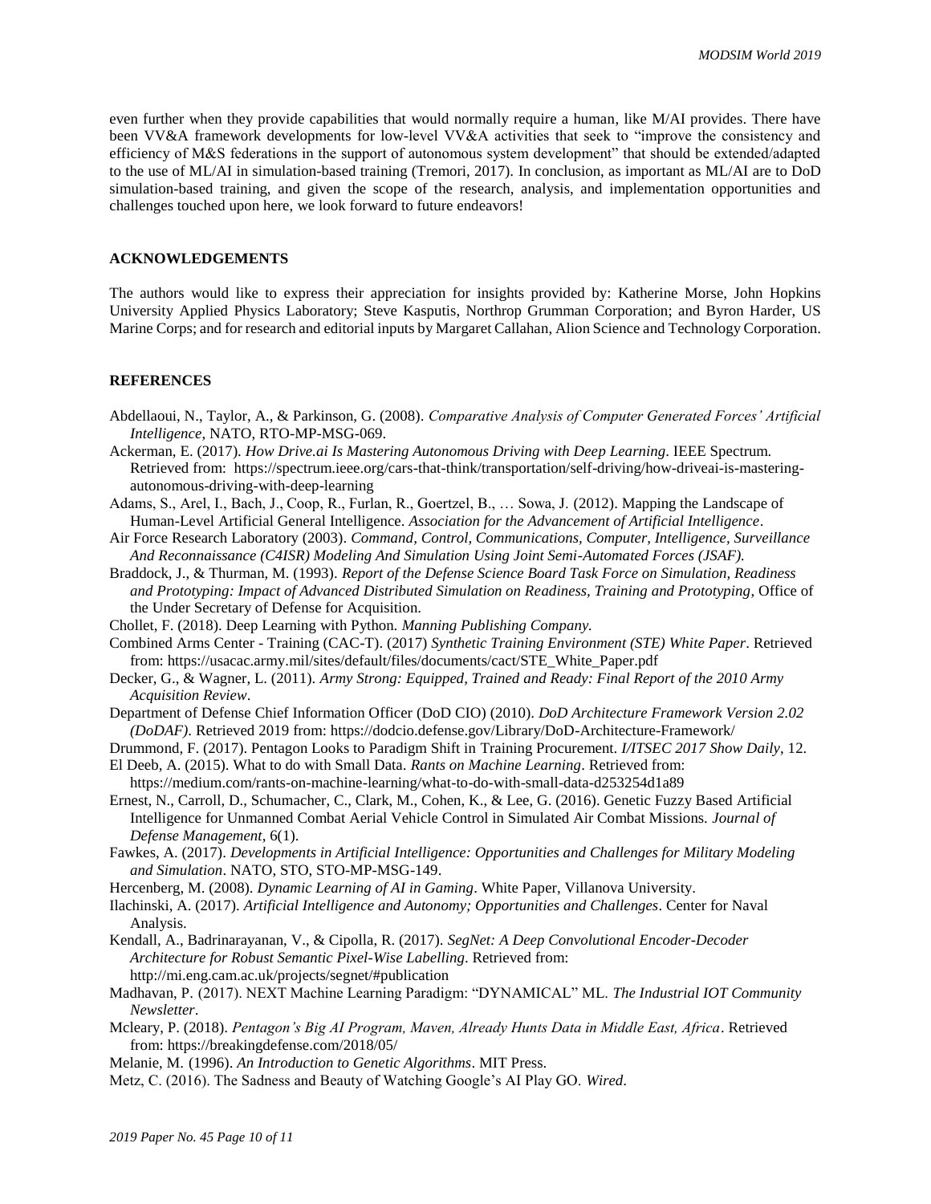even further when they provide capabilities that would normally require a human, like M/AI provides. There have been VV&A framework developments for low-level VV&A activities that seek to "improve the consistency and efficiency of M&S federations in the support of autonomous system development" that should be extended/adapted to the use of ML/AI in simulation-based training (Tremori, 2017). In conclusion, as important as ML/AI are to DoD simulation-based training, and given the scope of the research, analysis, and implementation opportunities and challenges touched upon here, we look forward to future endeavors!

## ACKNOWLEDGEMENTS

The authors would like to express their appreciation for insights provided by: Katherine Morse, John Hopkins University Applied Physics Laboratory; Steve Kasputis, Northrop Grumman Corporation; and Byron Harder, US Marine Corps; and for research and editorial inputs by Margaret Callahan, Alion Science and Technology Corporation.

## REFERENCES

Abdellaoui, N., Taylor, A., & Parkinson, G. (2008). *Comparative Analysis of Computer Generated Forces' Artificial Intelligence*, NATO, RTO-MP-MSG-069.

Ackerman, E. (2017). *How Drive.ai Is Mastering Autonomous Driving with Deep Learning*. IEEE Spectrum. Retrieved from: https://spectrum.ieee.org/cars-that-think/transportation/self-driving/how-driveai-is-mastering-autonomous-driving-with-deep-learning

Adams, S., Arel, I., Bach, J., Coop, R., Furlan, R., Goertzel, B., … Sowa, J. (2012). Mapping the Landscape of Human-Level Artificial General Intelligence. *Association for the Advancement of Artificial Intelligence*.

Air Force Research Laboratory (2003). *Command, Control, Communications, Computer, Intelligence, Surveillance And Reconnaissance (C4ISR) Modeling And Simulation Using Joint Semi-Automated Forces (JSAF).*

Braddock, J., & Thurman, M. (1993). *Report of the Defense Science Board Task Force on Simulation, Readiness and Prototyping: Impact of Advanced Distributed Simulation on Readiness, Training and Prototyping*, Office of the Under Secretary of Defense for Acquisition.

Chollet, F. (2018). Deep Learning with Python. *Manning Publishing Company.*

Combined Arms Center - Training (CAC-T). (2017) *Synthetic Training Environment (STE) White Paper*. Retrieved from: https://usacac.army.mil/sites/default/files/documents/cact/STE_White_Paper.pdf

Decker, G., & Wagner, L. (2011). *Army Strong: Equipped, Trained and Ready: Final Report of the 2010 Army Acquisition Review*.

Department of Defense Chief Information Officer (DoD CIO) (2010). *DoD Architecture Framework Version 2.02 (DoDAF)*. Retrieved 2019 from: https://dodcio.defense.gov/Library/DoD-Architecture-Framework/

Drummond, F. (2017). Pentagon Looks to Paradigm Shift in Training Procurement. *I/ITSEC 2017 Show Daily*, 12.

El Deeb, A. (2015). What to do with Small Data. *Rants on Machine Learning*. Retrieved from: https://medium.com/rants-on-machine-learning/what-to-do-with-small-data-d253254d1a89

Ernest, N., Carroll, D., Schumacher, C., Clark, M., Cohen, K., & Lee, G. (2016). Genetic Fuzzy Based Artificial Intelligence for Unmanned Combat Aerial Vehicle Control in Simulated Air Combat Missions. *Journal of Defense Management*, 6(1).

Fawkes, A. (2017). *Developments in Artificial Intelligence: Opportunities and Challenges for Military Modeling and Simulation*. NATO, STO, STO-MP-MSG-149.

Hercenberg, M. (2008). *Dynamic Learning of AI in Gaming*. White Paper, Villanova University.

Ilachinski, A. (2017). *Artificial Intelligence and Autonomy; Opportunities and Challenges*. Center for Naval Analysis.

Kendall, A., Badrinarayanan, V., & Cipolla, R. (2017). *SegNet: A Deep Convolutional Encoder-Decoder Architecture for Robust Semantic Pixel-Wise Labelling*. Retrieved from: http://mi.eng.cam.ac.uk/projects/segnet/#publication

Madhavan, P. (2017). NEXT Machine Learning Paradigm: "DYNAMICAL" ML. *The Industrial IOT Community Newsletter*.

Mcleary, P. (2018). *Pentagon's Big AI Program, Maven, Already Hunts Data in Middle East, Africa*. Retrieved from: https://breakingdefense.com/2018/05/

Melanie, M. (1996). *An Introduction to Genetic Algorithms*. MIT Press.

Metz, C. (2016). The Sadness and Beauty of Watching Google's AI Play GO. *Wired*.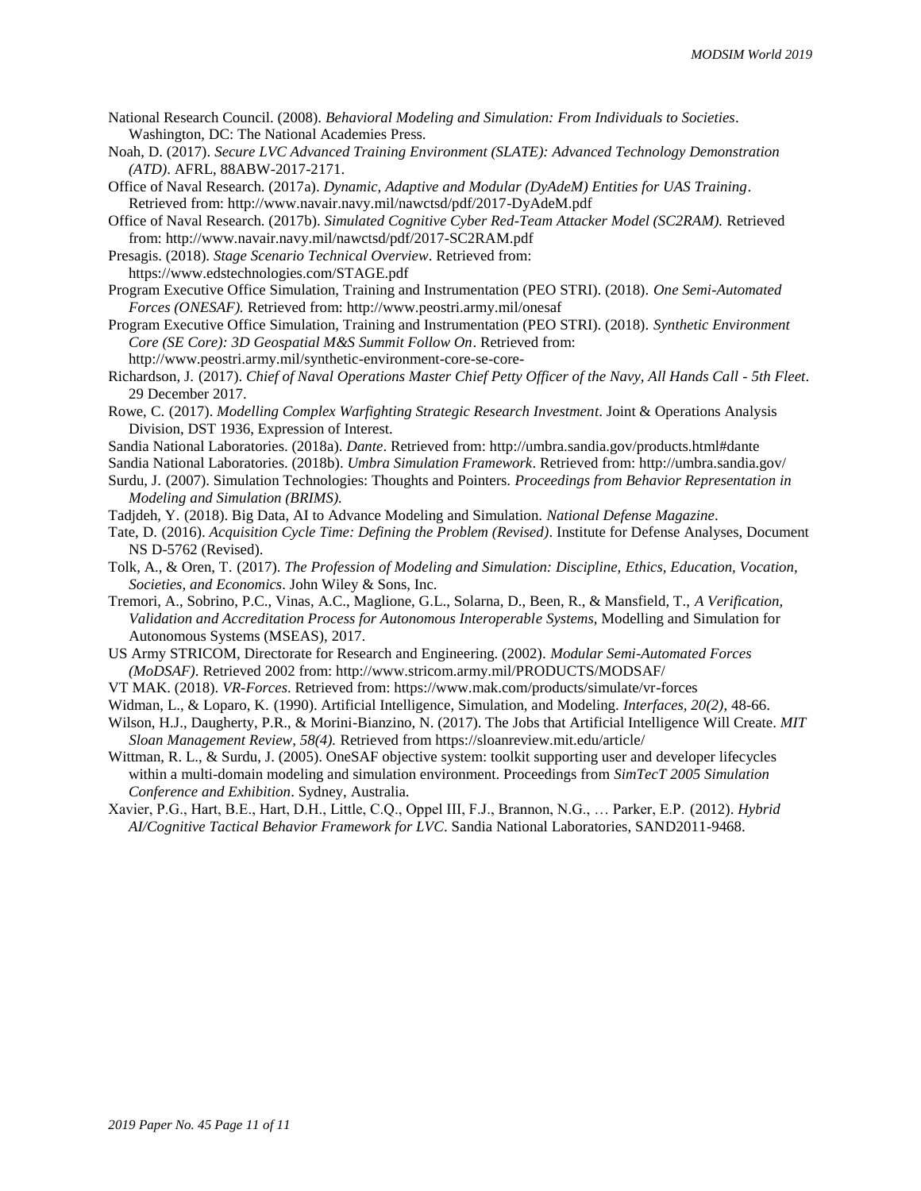National Research Council. (2008). *Behavioral Modeling and Simulation: From Individuals to Societies*. Washington, DC: The National Academies Press.

Noah, D. (2017). *Secure LVC Advanced Training Environment (SLATE): Advanced Technology Demonstration (ATD)*. AFRL, 88ABW-2017-2171.

Office of Naval Research. (2017a). *Dynamic, Adaptive and Modular (DyAdeM) Entities for UAS Training*. Retrieved from: http://www.navair.navy.mil/nawctsd/pdf/2017-DyAdeM.pdf

Office of Naval Research. (2017b). *Simulated Cognitive Cyber Red-Team Attacker Model (SC2RAM).* Retrieved from: http://www.navair.navy.mil/nawctsd/pdf/2017-SC2RAM.pdf

Presagis. (2018). *Stage Scenario Technical Overview*. Retrieved from: https://www.edstechnologies.com/STAGE.pdf

Program Executive Office Simulation, Training and Instrumentation (PEO STRI). (2018). *One Semi-Automated Forces (ONESAF).* Retrieved from: http://www.peostri.army.mil/onesaf

Program Executive Office Simulation, Training and Instrumentation (PEO STRI). (2018). *Synthetic Environment Core (SE Core): 3D Geospatial M&S Summit Follow On*. Retrieved from: http://www.peostri.army.mil/synthetic-environment-core-se-core-

Richardson, J. (2017). *Chief of Naval Operations Master Chief Petty Officer of the Navy, All Hands Call - 5th Fleet*. 29 December 2017.

Rowe, C. (2017). *Modelling Complex Warfighting Strategic Research Investment*. Joint & Operations Analysis Division, DST 1936, Expression of Interest.

Sandia National Laboratories. (2018a). *Dante*. Retrieved from: http://umbra.sandia.gov/products.html#dante

Sandia National Laboratories. (2018b). *Umbra Simulation Framework*. Retrieved from: http://umbra.sandia.gov/

Surdu, J. (2007). Simulation Technologies: Thoughts and Pointers. *Proceedings from Behavior Representation in Modeling and Simulation (BRIMS).*

Tadjdeh, Y. (2018). Big Data, AI to Advance Modeling and Simulation. *National Defense Magazine*.

Tate, D. (2016). *Acquisition Cycle Time: Defining the Problem (Revised)*. Institute for Defense Analyses, Document NS D-5762 (Revised).

Tolk, A., & Oren, T. (2017). *The Profession of Modeling and Simulation: Discipline, Ethics, Education, Vocation, Societies, and Economics*. John Wiley & Sons, Inc.

Tremori, A., Sobrino, P.C., Vinas, A.C., Maglione, G.L., Solarna, D., Been, R., & Mansfield, T., *A Verification, Validation and Accreditation Process for Autonomous Interoperable Systems*, Modelling and Simulation for Autonomous Systems (MSEAS), 2017.

US Army STRICOM, Directorate for Research and Engineering. (2002). *Modular Semi-Automated Forces (MoDSAF)*. Retrieved 2002 from: http://www.stricom.army.mil/PRODUCTS/MODSAF/

VT MAK. (2018). *VR-Forces*. Retrieved from: https://www.mak.com/products/simulate/vr-forces

Widman, L., & Loparo, K. (1990). Artificial Intelligence, Simulation, and Modeling. *Interfaces, 20(2)*, 48-66.

Wilson, H.J., Daugherty, P.R., & Morini-Bianzino, N. (2017). The Jobs that Artificial Intelligence Will Create. *MIT Sloan Management Review, 58(4).* Retrieved from https://sloanreview.mit.edu/article/

Wittman, R. L., & Surdu, J. (2005). OneSAF objective system: toolkit supporting user and developer lifecycles within a multi-domain modeling and simulation environment. Proceedings from *SimTecT 2005 Simulation Conference and Exhibition*. Sydney, Australia.

Xavier, P.G., Hart, B.E., Hart, D.H., Little, C.Q., Oppel III, F.J., Brannon, N.G., … Parker, E.P. (2012). *Hybrid AI/Cognitive Tactical Behavior Framework for LVC*. Sandia National Laboratories, SAND2011-9468.